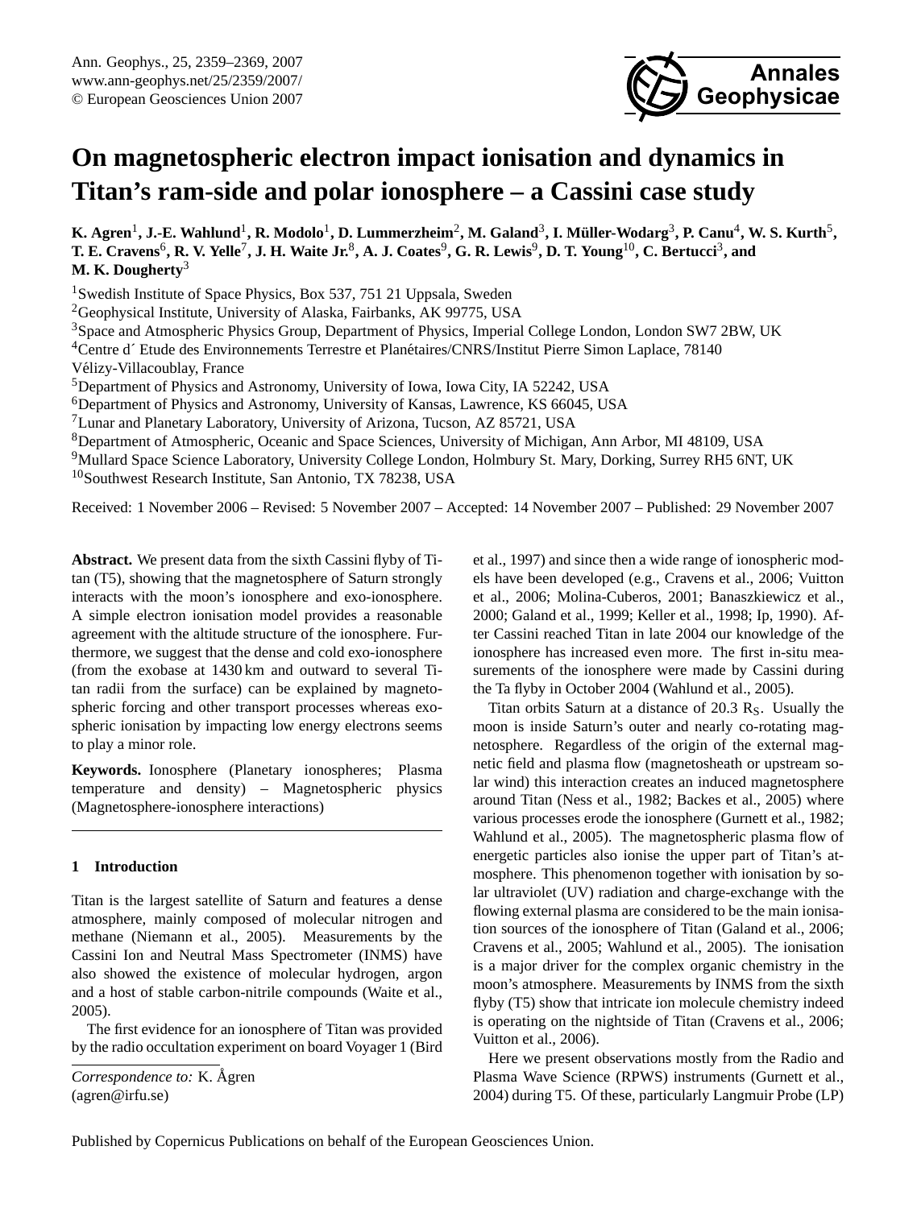# On magnetospheric electron impact ionisation and dynamics in Titan's ram-side and polar ionosphere – a Cassini case study

**K. Agren[1], J.-E. Wahlund[1], R. Modolo[1], D. Lummerzheim[2], M. Galand[3], I. Müller-Wodarg[3], P. Canu[4], W. S. Kurth[5], T. E. Cravens[6], R. V. Yelle[7], J. H. Waite Jr.[8], A. J. Coates[9], G. R. Lewis[9], D. T. Young[10], C. Bertucci[3], and M. K. Dougherty[3]**

[1]Swedish Institute of Space Physics, Box 537, 751 21 Uppsala, Sweden
[2]Geophysical Institute, University of Alaska, Fairbanks, AK 99775, USA
[3]Space and Atmospheric Physics Group, Department of Physics, Imperial College London, London SW7 2BW, UK
[4]Centre d´ Etude des Environnements Terrestre et Planétaires/CNRS/Institut Pierre Simon Laplace, 78140 Vélizy-Villacoublay, France
[5]Department of Physics and Astronomy, University of Iowa, Iowa City, IA 52242, USA
[6]Department of Physics and Astronomy, University of Kansas, Lawrence, KS 66045, USA
[7]Lunar and Planetary Laboratory, University of Arizona, Tucson, AZ 85721, USA
[8]Department of Atmospheric, Oceanic and Space Sciences, University of Michigan, Ann Arbor, MI 48109, USA
[9]Mullard Space Science Laboratory, University College London, Holmbury St. Mary, Dorking, Surrey RH5 6NT, UK
[10]Southwest Research Institute, San Antonio, TX 78238, USA

Received: 1 November 2006 – Revised: 5 November 2007 – Accepted: 14 November 2007 – Published: 29 November 2007

**Abstract.** We present data from the sixth Cassini flyby of Titan (T5), showing that the magnetosphere of Saturn strongly interacts with the moon's ionosphere and exo-ionosphere. A simple electron ionisation model provides a reasonable agreement with the altitude structure of the ionosphere. Furthermore, we suggest that the dense and cold exo-ionosphere (from the exobase at 1430 km and outward to several Titan radii from the surface) can be explained by magnetospheric forcing and other transport processes whereas exospheric ionisation by impacting low energy electrons seems to play a minor role.

**Keywords.** Ionosphere (Planetary ionospheres; Plasma temperature and density) – Magnetospheric physics (Magnetosphere-ionosphere interactions)

## 1 Introduction

Titan is the largest satellite of Saturn and features a dense atmosphere, mainly composed of molecular nitrogen and methane (Niemann et al., 2005). Measurements by the Cassini Ion and Neutral Mass Spectrometer (INMS) have also showed the existence of molecular hydrogen, argon and a host of stable carbon-nitrile compounds (Waite et al., 2005).

The first evidence for an ionosphere of Titan was provided by the radio occultation experiment on board Voyager 1 (Bird et al., 1997) and since then a wide range of ionospheric models have been developed (e.g., Cravens et al., 2006; Vuitton et al., 2006; Molina-Cuberos, 2001; Banaszkiewicz et al., 2000; Galand et al., 1999; Keller et al., 1998; Ip, 1990). After Cassini reached Titan in late 2004 our knowledge of the ionosphere has increased even more. The first in-situ measurements of the ionosphere were made by Cassini during the Ta flyby in October 2004 (Wahlund et al., 2005).

Titan orbits Saturn at a distance of 20.3 $R_S$. Usually the moon is inside Saturn's outer and nearly co-rotating magnetosphere. Regardless of the origin of the external magnetic field and plasma flow (magnetosheath or upstream solar wind) this interaction creates an induced magnetosphere around Titan (Ness et al., 1982; Backes et al., 2005) where various processes erode the ionosphere (Gurnett et al., 1982; Wahlund et al., 2005). The magnetospheric plasma flow of energetic particles also ionise the upper part of Titan's atmosphere. This phenomenon together with ionisation by solar ultraviolet (UV) radiation and charge-exchange with the flowing external plasma are considered to be the main ionisation sources of the ionosphere of Titan (Galand et al., 2006; Cravens et al., 2005; Wahlund et al., 2005). The ionisation is a major driver for the complex organic chemistry in the moon's atmosphere. Measurements by INMS from the sixth flyby (T5) show that intricate ion molecule chemistry indeed is operating on the nightside of Titan (Cravens et al., 2006; Vuitton et al., 2006).

Here we present observations mostly from the Radio and Plasma Wave Science (RPWS) instruments (Gurnett et al., 2004) during T5. Of these, particularly Langmuir Probe (LP)

*Correspondence to:* K. Ågren
(agren@irfu.se)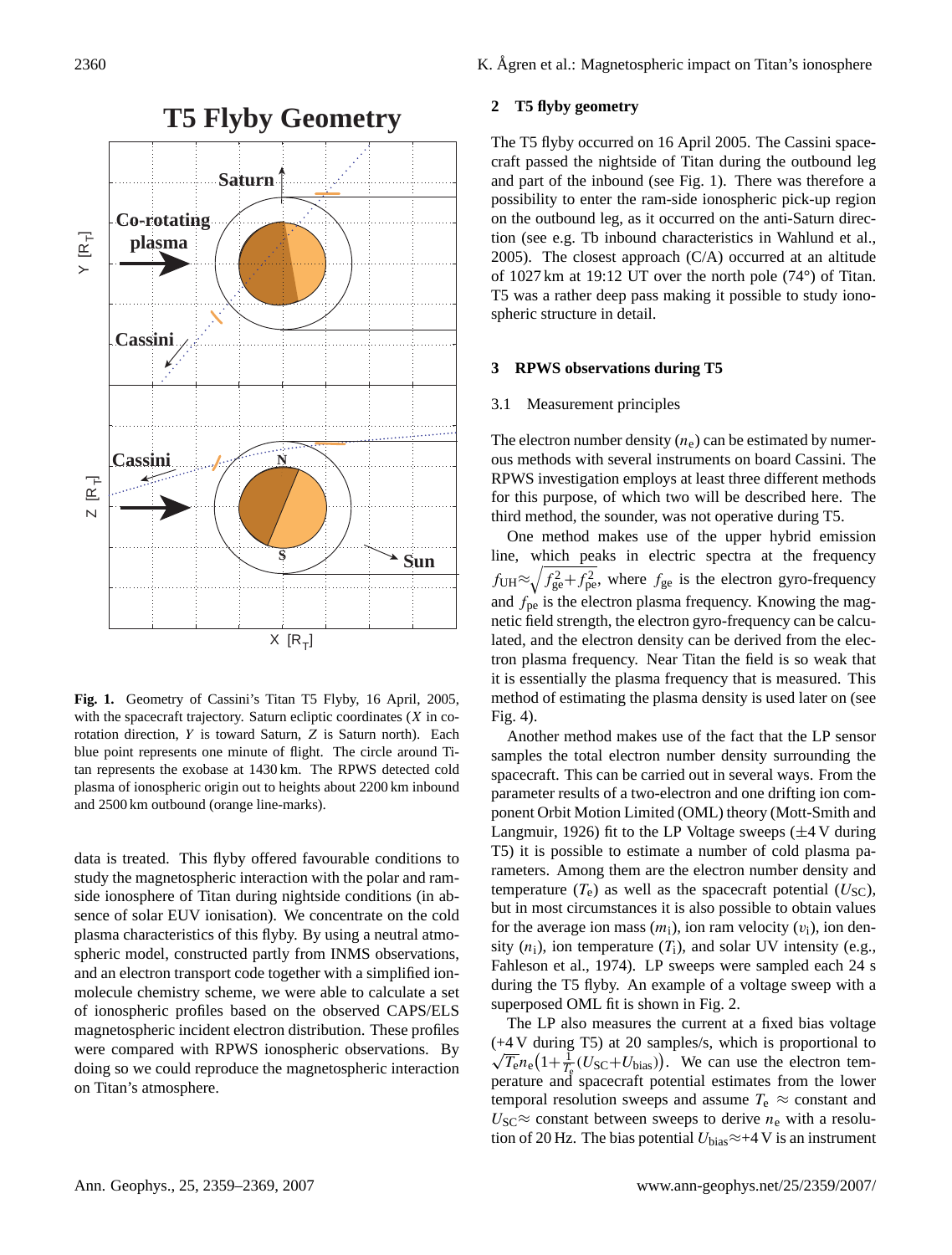Fig. 1. Geometry of Cassini's Titan T5 Flyby, 16 April, 2005, with the spacecraft trajectory. Saturn ecliptic coordinates ($X$ in co-rotation direction, $Y$ is toward Saturn, $Z$ is Saturn north). Each blue point represents one minute of flight. The circle around Titan represents the exobase at 1430 km. The RPWS detected cold plasma of ionospheric origin out to heights about 2200 km inbound and 2500 km outbound (orange line-marks).

data is treated. This flyby offered favourable conditions to study the magnetospheric interaction with the polar and ram-side ionosphere of Titan during nightside conditions (in absence of solar EUV ionisation). We concentrate on the cold plasma characteristics of this flyby. By using a neutral atmospheric model, constructed partly from INMS observations, and an electron transport code together with a simplified ion-molecule chemistry scheme, we were able to calculate a set of ionospheric profiles based on the observed CAPS/ELS magnetospheric incident electron distribution. These profiles were compared with RPWS ionospheric observations. By doing so we could reproduce the magnetospheric interaction on Titan's atmosphere.

## 2 T5 flyby geometry

The T5 flyby occurred on 16 April 2005. The Cassini spacecraft passed the nightside of Titan during the outbound leg and part of the inbound (see Fig. 1). There was therefore a possibility to enter the ram-side ionospheric pick-up region on the outbound leg, as it occurred on the anti-Saturn direction (see e.g. Tb inbound characteristics in Wahlund et al., 2005). The closest approach (C/A) occurred at an altitude of 1027 km at 19:12 UT over the north pole (74°) of Titan. T5 was a rather deep pass making it possible to study ionospheric structure in detail.

## 3 RPWS observations during T5

### 3.1 Measurement principles

The electron number density ($n_e$) can be estimated by numerous methods with several instruments on board Cassini. The RPWS investigation employs at least three different methods for this purpose, of which two will be described here. The third method, the sounder, was not operative during T5.

One method makes use of the upper hybrid emission line, which peaks in electric spectra at the frequency $f_{UH} \approx \sqrt{f_{ge}^2 + f_{pe}^2}$, where $f_{ge}$ is the electron gyro-frequency and $f_{pe}$ is the electron plasma frequency. Knowing the magnetic field strength, the electron gyro-frequency can be calculated, and the electron density can be derived from the electron plasma frequency. Near Titan the field is so weak that it is essentially the plasma frequency that is measured. This method of estimating the plasma density is used later on (see Fig. 4).

Another method makes use of the fact that the LP sensor samples the total electron number density surrounding the spacecraft. This can be carried out in several ways. From the parameter results of a two-electron and one drifting ion component Orbit Motion Limited (OML) theory (Mott-Smith and Langmuir, 1926) fit to the LP Voltage sweeps (±4 V during T5) it is possible to estimate a number of cold plasma parameters. Among them are the electron number density and temperature ($T_e$) as well as the spacecraft potential ($U_{SC}$), but in most circumstances it is also possible to obtain values for the average ion mass ($m_i$), ion ram velocity ($v_i$), ion density ($n_i$), ion temperature ($T_i$), and solar UV intensity (e.g., Fahleson et al., 1974). LP sweeps were sampled each 24 s during the T5 flyby. An example of a voltage sweep with a superposed OML fit is shown in Fig. 2.

The LP also measures the current at a fixed bias voltage (+4 V during T5) at 20 samples/s, which is proportional to $\sqrt{T_e} n_e \left(1 + \frac{1}{T_e}(U_{SC} + U_{bias})\right)$. We can use the electron temperature and spacecraft potential estimates from the lower temporal resolution sweeps and assume $T_e \approx$ constant and $U_{SC} \approx$ constant between sweeps to derive $n_e$ with a resolution of 20 Hz. The bias potential $U_{bias} \approx$+4 V is an instrument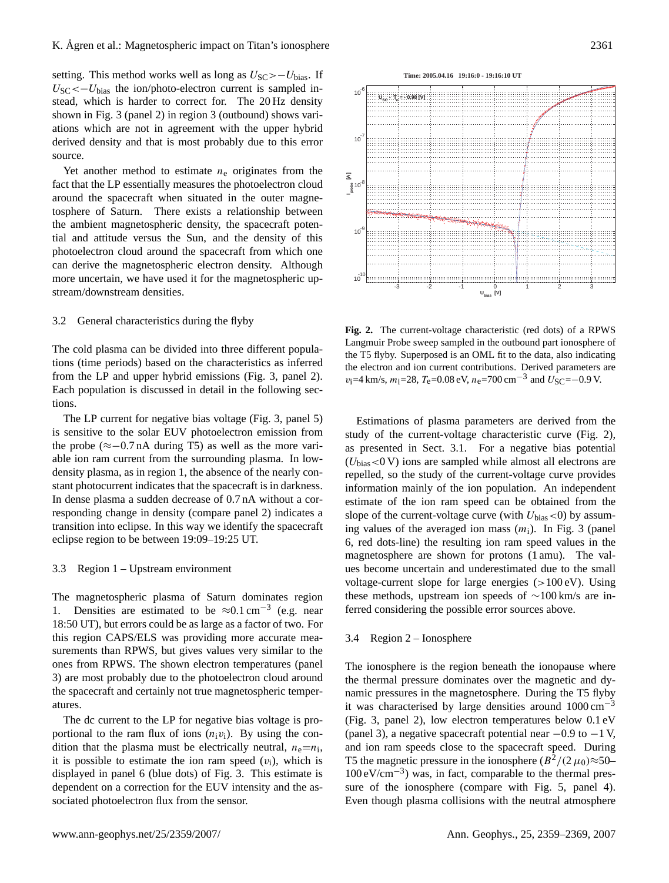setting. This method works well as long as $U_{SC}>-U_{bias}$. If $U_{SC}<-U_{bias}$ the ion/photo-electron current is sampled instead, which is harder to correct for. The 20 Hz density shown in Fig. 3 (panel 5) in region 3 (outbound) shows variations which are not in agreement with the upper hybrid derived density and that is most probably due to this error source.

Yet another method to estimate $n_e$ originates from the fact that the LP essentially measures the photoelectron cloud around the spacecraft when situated in the outer magnetosphere of Saturn. There exists a relationship between the ambient magnetospheric density, the spacecraft potential and attitude versus the Sun, and the density of this photoelectron cloud around the spacecraft from which one can derive the magnetospheric electron density. Although more uncertain, we have used it for the magnetospheric upstream/downstream densities.

### 3.2 General characteristics during the flyby

The cold plasma can be divided into three different populations (time periods) based on the characteristics as inferred from the LP and upper hybrid emissions (Fig. 3, panel 2). Each population is discussed in detail in the following sections.

The LP current for negative bias voltage (Fig. 3, panel 5) is sensitive to the solar EUV photoelectron emission from the probe (≈−0.7 nA during T5) as well as the more variable ion ram current from the surrounding plasma. In low-density plasma, as in region 1, the absence of the nearly constant photocurrent indicates that the spacecraft is in darkness. In dense plasma a sudden decrease of 0.7 nA without a corresponding change in density (compare panel 2) indicates a transition into eclipse. In this way we identify the spacecraft eclipse region to be between 19:09–19:25 UT.

### 3.3 Region 1 – Upstream environment

The magnetospheric plasma of Saturn dominates region 1. Densities are estimated to be $\approx 0.1\,\text{cm}^{-3}$ (e.g. near 18:50 UT), but errors could be as large as a factor of two. For this region CAPS/ELS was providing more accurate measurements than RPWS, but gives values very similar to the ones from RPWS. The shown electron temperatures (panel 3) are most probably due to the photoelectron cloud around the spacecraft and certainly not true magnetospheric temperatures.

The dc current to the LP for negative bias voltage is proportional to the ram flux of ions ($n_i v_i$). By using the condition that the plasma must be electrically neutral, $n_e=n_i$, it is possible to estimate the ion ram speed ($v_i$), which is displayed in panel 6 (blue dots) of Fig. 3. This estimate is dependent on a correction for the EUV intensity and the associated photoelectron flux from the sensor.

**Fig. 2.** The current-voltage characteristic (red dots) of a RPWS Langmuir Probe sweep sampled in the outbound part ionosphere of the T5 flyby. Superposed is an OML fit to the data, also indicating the electron and ion current contributions. Derived parameters are $v_i$=4 km/s, $m_i$=28, $T_e$=0.08 eV, $n_e$=700 cm$^{-3}$ and $U_{SC}$=−0.9 V.

Estimations of plasma parameters are derived from the study of the current-voltage characteristic curve (Fig. 2), as presented in Sect. 3.1. For a negative bias potential ($U_{bias}<0$ V) ions are sampled while almost all electrons are repelled, so the study of the current-voltage curve provides information mainly of the ion population. An independent estimate of the ion ram speed can be obtained from the slope of the current-voltage curve (with $U_{bias}<0$) by assuming values of the averaged ion mass ($m_i$). In Fig. 3 (panel 6, red dots-line) the resulting ion ram speed values in the magnetosphere are shown for protons (1 amu). The values become uncertain and underestimated due to the small voltage-current slope for large energies (>100 eV). Using these methods, upstream ion speeds of ∼100 km/s are inferred considering the possible error sources above.

### 3.4 Region 2 – Ionosphere

The ionosphere is the region beneath the ionopause where the thermal pressure dominates over the magnetic and dynamic pressures in the magnetosphere. During the T5 flyby it was characterised by large densities around 1000 cm$^{-3}$ (Fig. 3, panel 2), low electron temperatures below 0.1 eV (panel 3), a negative spacecraft potential near −0.9 to −1 V, and ion ram speeds close to the spacecraft speed. During T5 the magnetic pressure in the ionosphere ($B^2/(2\,\mu_0)\approx$50–100 eV/cm$^{-3}$) was, in fact, comparable to the thermal pressure of the ionosphere (compare with Fig. 5, panel 4). Even though plasma collisions with the neutral atmosphere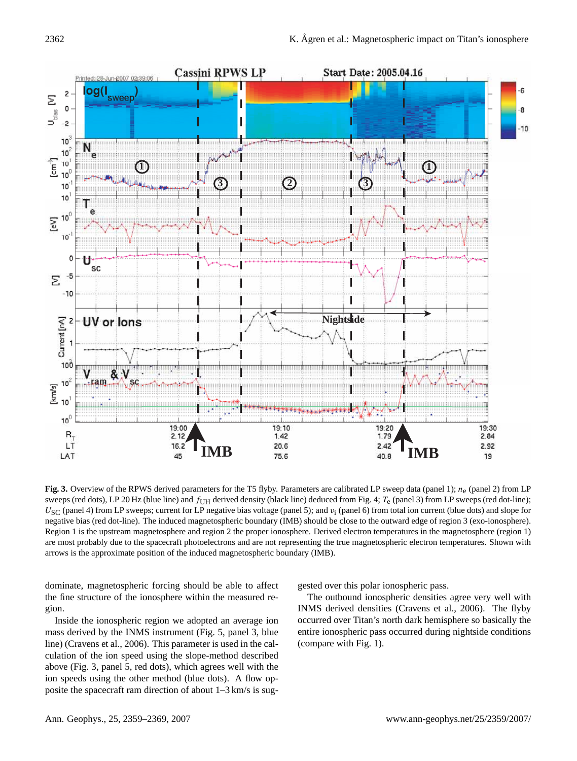**Fig. 3.** Overview of the RPWS derived parameters for the T5 flyby. Parameters are calibrated LP sweep data (panel 1); $n_e$ (panel 2) from LP sweeps (red dots), LP 20 Hz $f_{UH}$ derived density (black line) deduced from Fig. 4; $T_e$ (panel 3) from LP sweeps (red dot-line); $U_{SC}$ (panel 4) from LP sweeps; current for LP negative bias voltage (panel 5); and $v_i$ (panel 6) from total ion current (blue dots) and slope for negative bias (red dot-line). The induced magnetospheric boundary (IMB) should be close to the outward edge of region 3 (exo-ionosphere). Region 1 is the upstream magnetosphere and region 2 the proper ionosphere. Derived electron temperatures in the magnetosphere (region 1) are most probably due to the spacecraft photoelectrons and are not representing the true magnetospheric electron temperatures. Shown with arrows is the approximate position of the induced magnetospheric boundary (IMB).

dominate, magnetospheric forcing should be able to affect the fine structure of the ionosphere within the measured region.

Inside the ionospheric region we adopted an average ion mass derived by the INMS instrument (Fig. 5, panel 3, blue line) (Cravens et al., 2006). This parameter is used in the calculation of the ion speed using the slope-method described above (Fig. 3, panel 5, red dots), which agrees well with the ion speeds using the other method (blue dots). A flow opposite the spacecraft ram direction of about 1–3 km/s is suggested over this polar ionospheric pass.

The outbound ionospheric densities agree very well with INMS derived densities (Cravens et al., 2006). The flyby occurred over Titan's north dark hemisphere so basically the entire ionospheric pass occurred during nightside conditions (compare with Fig. 1).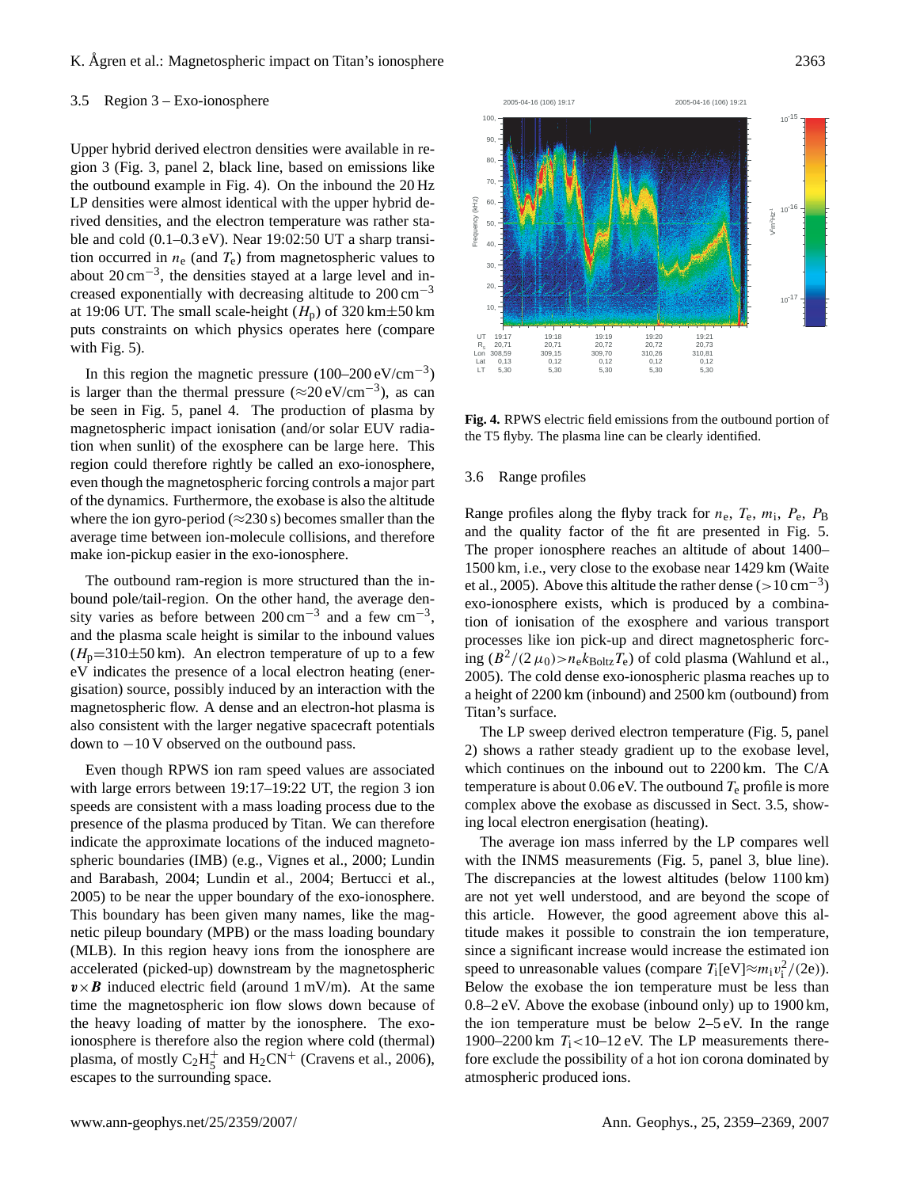### 3.5 Region 3 – Exo-ionosphere

Upper hybrid derived electron densities were available in region 3 (Fig. 3, panel 2, black line, based on emissions like the outbound example in Fig. 4). On the inbound the 20 Hz LP densities were almost identical with the upper hybrid derived densities, and the electron temperature was rather stable and cold (0.1–0.3 eV). Near 19:02:50 UT a sharp transition occurred in $n_e$ (and $T_e$) from magnetospheric values to about $20\,\mathrm{cm}^{-3}$, the densities stayed at a large level and increased exponentially with decreasing altitude to $200\,\mathrm{cm}^{-3}$ at 19:06 UT. The small scale-height ($H_p$) of 320 km±50 km puts constraints on which physics operates here (compare with Fig. 5).

In this region the magnetic pressure (100–200 eV/cm$^{-3}$) is larger than the thermal pressure (≈20 eV/cm$^{-3}$), as can be seen in Fig. 5, panel 4. The production of plasma by magnetospheric impact ionisation (and/or solar EUV radiation when sunlit) of the exosphere can be large here. This region could therefore rightly be called an exo-ionosphere, even though the magnetospheric forcing controls a major part of the dynamics. Furthermore, the exobase is also the altitude where the ion gyro-period (≈230 s) becomes smaller than the average time between ion-molecule collisions, and therefore make ion-pickup easier in the exo-ionosphere.

The outbound ram-region is more structured than the inbound pole/tail-region. On the other hand, the average density varies as before between $200\,\mathrm{cm}^{-3}$ and a few $\mathrm{cm}^{-3}$, and the plasma scale height is similar to the inbound values ($H_p$=310±50 km). An electron temperature of up to a few eV indicates the presence of a local electron heating (energisation) source, possibly induced by an interaction with the magnetospheric flow. A dense and an electron-hot plasma is also consistent with the larger negative spacecraft potentials down to −10 V observed on the outbound pass.

Even though RPWS ion ram speed values are associated with large errors between 19:17–19:22 UT, the region 3 ion speeds are consistent with a mass loading process due to the presence of the plasma produced by Titan. We can therefore indicate the approximate locations of the induced magnetospheric boundaries (IMB) (e.g., Vignes et al., 2000; Lundin and Barabash, 2004; Lundin et al., 2004; Bertucci et al., 2005) to be near the upper boundary of the exo-ionosphere. This boundary has been given many names, like the magnetic pileup boundary (MPB) or the mass loading boundary (MLB). In this region heavy ions from the ionosphere are accelerated (picked-up) downstream by the magnetospheric $\boldsymbol{v}\times\boldsymbol{B}$ induced electric field (around 1 mV/m). At the same time the magnetospheric ion flow slows down because of the heavy loading of matter by the ionosphere. The exo-ionosphere is therefore also the region where cold (thermal) plasma, of mostly $C_2H_5^+$ and $H_2CN^+$ (Cravens et al., 2006), escapes to the surrounding space.

**Fig. 4.** RPWS electric field emissions from the outbound portion of the T5 flyby. The plasma line can be clearly identified.

### 3.6 Range profiles

Range profiles along the flyby track for $n_e$, $T_e$, $m_i$, $P_e$, $P_B$ and the quality factor of the fit are presented in Fig. 5. The proper ionosphere reaches an altitude of about 1400–1500 km, i.e., very close to the exobase near 1429 km (Waite et al., 2005). Above this altitude the rather dense ($>10\,\mathrm{cm}^{-3}$) exo-ionosphere exists, which is produced by a combination of ionisation of the exosphere and various transport processes like ion pick-up and direct magnetospheric forcing ($B^2/(2\,\mu_0)>n_e k_{\mathrm{Boltz}} T_e$) of cold plasma (Wahlund et al., 2005). The cold dense exo-ionospheric plasma reaches up to a height of 2200 km (inbound) and 2500 km (outbound) from Titan's surface.

The LP sweep derived electron temperature (Fig. 5, panel 2) shows a rather steady gradient up to the exobase level, which continues on the inbound out to 2200 km. The C/A temperature is about 0.06 eV. The outbound $T_e$ profile is more complex above the exobase as discussed in Sect. 3.5, showing local electron energisation (heating).

The average ion mass inferred by the LP compares well with the INMS measurements (Fig. 5, panel 3, blue line). The discrepancies at the lowest altitudes (below 1100 km) are not yet well understood, and are beyond the scope of this article. However, the good agreement above this altitude makes it possible to constrain the ion temperature, since a significant increase would increase the estimated ion speed to unreasonable values (compare $T_i[\mathrm{eV}]\approx m_i v_i^2/(2e)$). Below the exobase the ion temperature must be less than 0.8–2 eV. Above the exobase (inbound only) up to 1900 km, the ion temperature must be below 2–5 eV. In the range 1900–2200 km $T_i<10$–12 eV. The LP measurements therefore exclude the possibility of a hot ion corona dominated by atmospheric produced ions.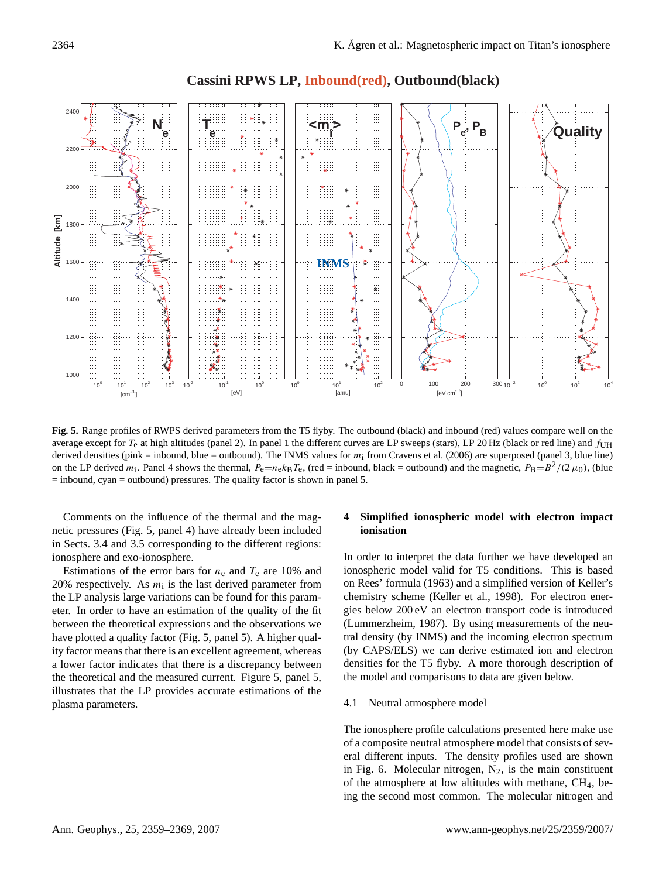**Fig. 5.** Range profiles of RWPS derived parameters from the T5 flyby. The outbound (black) and inbound (red) values compare well on the average except for $T_e$ at high altitudes (panel 2). In panel 1 the different curves are LP sweeps (stars), LP 20 Hz (black or red line) and $f_{UH}$ derived densities (pink = inbound, blue = outbound). The INMS values for $m_i$ from Cravens et al. (2006) are superposed (panel 3, blue line) on the LP derived $m_i$. Panel 4 shows the thermal, $P_e = n_e k_B T_e$, (red = inbound, black = outbound) and the magnetic, $P_B = B^2/(2\mu_0)$, (blue = inbound, cyan = outbound) pressures. The quality factor is shown in panel 5.

Comments on the influence of the thermal and the magnetic pressures (Fig. 5, panel 4) have already been included in Sects. 3.4 and 3.5 corresponding to the different regions: ionosphere and exo-ionosphere.

Estimations of the error bars for $n_e$ and $T_e$ are 10% and 20% respectively. As $m_i$ is the last derived parameter from the LP analysis large variations can be found for this parameter. In order to have an estimation of the quality of the fit between the theoretical expressions and the observations we have plotted a quality factor (Fig. 5, panel 5). A higher quality factor means that there is an excellent agreement, whereas a lower factor indicates that there is a discrepancy between the theoretical and the measured current. Figure 5, panel 5, illustrates that the LP provides accurate estimations of the plasma parameters.

## 4 Simplified ionospheric model with electron impact ionisation

In order to interpret the data further we have developed an ionospheric model valid for T5 conditions. This is based on Rees' formula (1963) and a simplified version of Keller's chemistry scheme (Keller et al., 1998). For electron energies below 200 eV an electron transport code is introduced (Lummerzheim, 1987). By using measurements of the neutral density (by INMS) and the incoming electron spectrum (by CAPS/ELS) we can derive estimated ion and electron densities for the T5 flyby. A more thorough description of the model and comparisons to data are given below.

### 4.1 Neutral atmosphere model

The ionosphere profile calculations presented here make use of a composite neutral atmosphere model that consists of several different inputs. The density profiles used are shown in Fig. 6. Molecular nitrogen, $N_2$, is the main constituent of the atmosphere at low altitudes with methane, $CH_4$, being the second most common. The molecular nitrogen and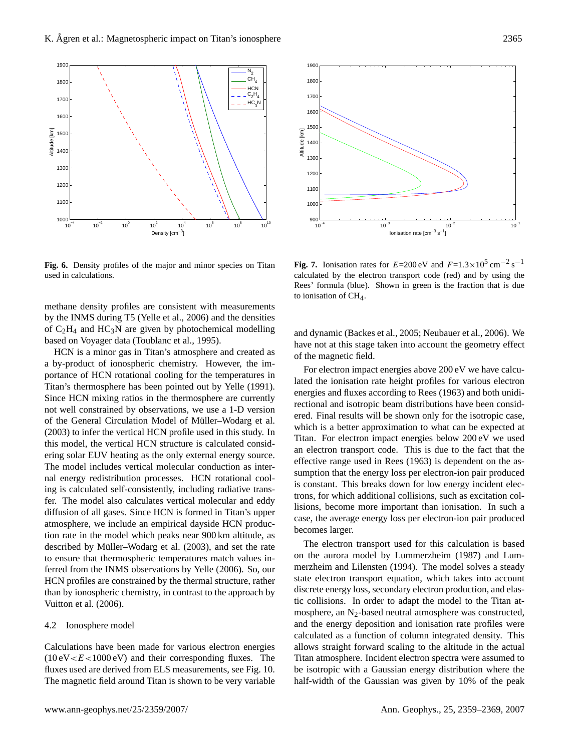Fig. 6. Density profiles of the major and minor species on Titan used in calculations.

Fig. 7. Ionisation rates for $E$=200 eV and $F$=1.3×10$^5$ cm$^{-2}$ s$^{-1}$ calculated by the electron transport code (red) and by using the Rees' formula (blue). Shown in green is the fraction that is due to ionisation of $CH_4$.

methane density profiles are consistent with measurements by the INMS during T5 (Yelle et al., 2006) and the densities of $C_2H_4$ and $HC_3N$ are given by photochemical modelling based on Voyager data (Toublanc et al., 1995).

HCN is a minor gas in Titan's atmosphere and created as a by-product of ionospheric chemistry. However, the importance of HCN rotational cooling for the temperatures in Titan's thermosphere has been pointed out by Yelle (1991). Since HCN mixing ratios in the thermosphere are currently not well constrained by observations, we use a 1-D version of the General Circulation Model of Müller–Wodarg et al. (2003) to infer the vertical HCN profile used in this study. In this model, the vertical HCN structure is calculated considering solar EUV heating as the only external energy source. The model includes vertical molecular conduction as internal energy redistribution processes. HCN rotational cooling is calculated self-consistently, including radiative transfer. The model also calculates vertical molecular and eddy diffusion of all gases. Since HCN is formed in Titan's upper atmosphere, we include an empirical dayside HCN production rate in the model which peaks near 900 km altitude, as described by Müller–Wodarg et al. (2003), and set the rate to ensure that thermospheric temperatures match values inferred from the INMS observations by Yelle (2006). So, our HCN profiles are constrained by the thermal structure, rather than by ionospheric chemistry, in contrast to the approach by Vuitton et al. (2006).

### 4.2 Ionosphere model

Calculations have been made for various electron energies (10 eV$<E<$1000 eV) and their corresponding fluxes. The fluxes used are derived from ELS measurements, see Fig. 10. The magnetic field around Titan is shown to be very variable and dynamic (Backes et al., 2005; Neubauer et al., 2006). We have not at this stage taken into account the geometry effect of the magnetic field.

For electron impact energies above 200 eV we have calculated the ionisation rate height profiles for various electron energies and fluxes according to Rees (1963) and both unidirectional and isotropic beam distributions have been considered. Final results will be shown only for the isotropic case, which is a better approximation to what can be expected at Titan. For electron impact energies below 200 eV we used an electron transport code. This is due to the fact that the effective range used in Rees (1963) is dependent on the assumption that the energy loss per electron-ion pair produced is constant. This breaks down for low energy incident electrons, for which additional collisions, such as excitation collisions, become more important than ionisation. In such a case, the average energy loss per electron-ion pair produced becomes larger.

The electron transport used for this calculation is based on the aurora model by Lummerzheim (1987) and Lummerzheim and Lilensten (1994). The model solves a steady state electron transport equation, which takes into account discrete energy loss, secondary electron production, and elastic collisions. In order to adapt the model to the Titan atmosphere, an $N_2$-based neutral atmosphere was constructed, and the energy deposition and ionisation rate profiles were calculated as a function of column integrated density. This allows straight forward scaling to the altitude in the actual Titan atmosphere. Incident electron spectra were assumed to be isotropic with a Gaussian energy distribution where the half-width of the Gaussian was given by 10% of the peak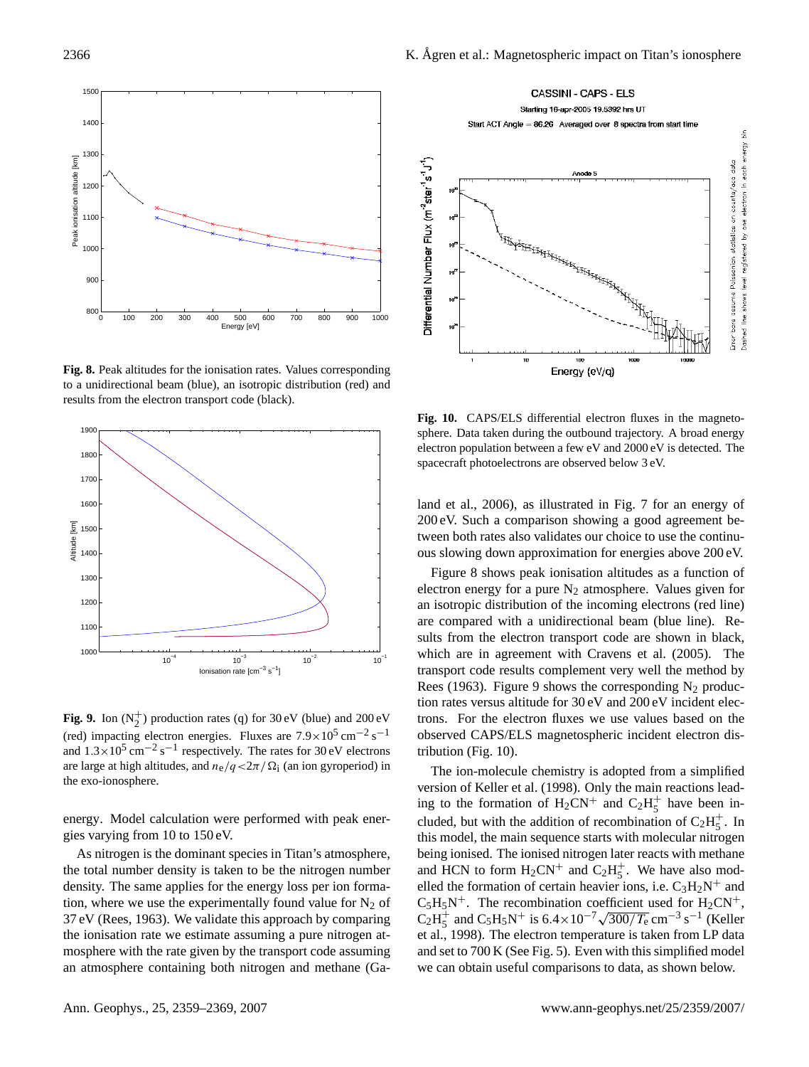**Fig. 8.** Peak altitudes for the ionisation rates. Values corresponding to a unidirectional beam (blue), an isotropic distribution (red) and results from the electron transport code (black).

**Fig. 9.** Ion ($N_2^+$) production rates (q) for 30 eV (blue) and 200 eV (red) impacting electron energies. Fluxes are $7.9\times10^5$ cm$^{-2}$ s$^{-1}$ and $1.3\times10^5$ cm$^{-2}$ s$^{-1}$ respectively. The rates for 30 eV electrons are large at high altitudes, and $n_e/q<2\pi/\Omega_i$ (an ion gyroperiod) in the exo-ionosphere.

energy. Model calculation were performed with peak energies varying from 10 to 150 eV.

As nitrogen is the dominant species in Titan's atmosphere, the total number density is taken to be the nitrogen number density. The same applies for the energy loss per ion formation, where we use the experimentally found value for $N_2$ of 37 eV (Rees, 1963). We validate this approach by comparing the ionisation rate we estimate assuming a pure nitrogen atmosphere with the rate given by the transport code assuming an atmosphere containing both nitrogen and methane (Galand et al., 2006), as illustrated in Fig. 7 for an energy of 200 eV. Such a comparison showing a good agreement between both rates also validates our choice to use the continuous slowing down approximation for energies above 200 eV.

**Fig. 10.** CAPS/ELS differential electron fluxes in the magnetosphere. Data taken during the outbound trajectory. A broad energy electron population between a few eV and 2000 eV is detected. The spacecraft photoelectrons are observed below 3 eV.

Figure 8 shows peak ionisation altitudes as a function of electron energy for a pure $N_2$ atmosphere. Values given for an isotropic distribution of the incoming electrons (red line) are compared with a unidirectional beam (blue line). Results from the electron transport code are shown in black, which are in agreement with Cravens et al. (2005). The transport code results complement very well the method by Rees (1963). Figure 9 shows the corresponding $N_2$ production rates versus altitude for 30 eV and 200 eV incident electrons. For the electron fluxes we use values based on the observed CAPS/ELS magnetospheric incident electron distribution (Fig. 10).

The ion-molecule chemistry is adopted from a simplified version of Keller et al. (1998). Only the main reactions leading to the formation of $H_2CN^+$ and $C_2H_5^+$ have been included, but with the addition of recombination of $C_2H_5^+$. In this model, the main sequence starts with molecular nitrogen being ionised. The ionised nitrogen later reacts with methane and HCN to form $H_2CN^+$ and $C_2H_5^+$. We have also modelled the formation of certain heavier ions, i.e. $C_3H_2N^+$ and $C_5H_5N^+$. The recombination coefficient used for $H_2CN^+$, $C_2H_5^+$ and $C_5H_5N^+$ is $6.4\times10^{-7}\sqrt{300/T_e}$ cm$^{-3}$ s$^{-1}$ (Keller et al., 1998). The electron temperature is taken from LP data and set to 700 K (See Fig. 5). Even with this simplified model we can obtain useful comparisons to data, as shown below.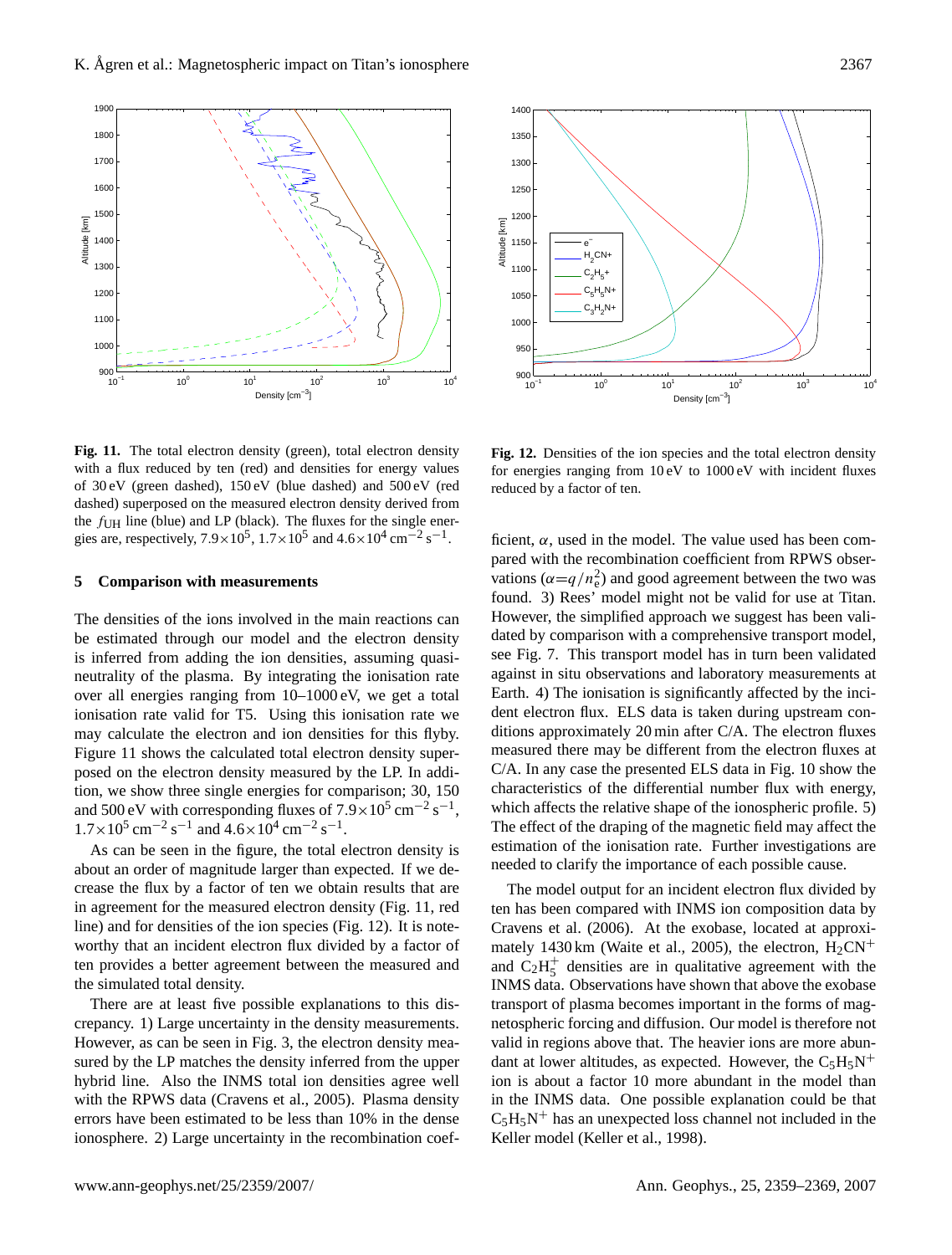**Fig. 11.** The total electron density (green), total electron density with a flux reduced by ten (red) and densities for energy values of 30 eV (green dashed), 150 eV (blue dashed) and 500 eV (red dashed) superposed on the measured electron density derived from the $f_{UH}$ line (blue) and LP (black). The fluxes for the single energies are, respectively, $7.9\times10^5$, $1.7\times10^5$ and $4.6\times10^4$ cm$^{-2}$ s$^{-1}$.

**Fig. 12.** Densities of the ion species and the total electron density for energies ranging from 10 eV to 1000 eV with incident fluxes reduced by a factor of ten.

## 5 Comparison with measurements

The densities of the ions involved in the main reactions can be estimated through our model and the electron density is inferred from adding the ion densities, assuming quasi-neutrality of the plasma. By integrating the ionisation rate over all energies ranging from 10–1000 eV, we get a total ionisation rate valid for T5. Using this ionisation rate we may calculate the electron and ion densities for this flyby. Figure 11 shows the calculated total electron density superposed on the electron density measured by the LP. In addition, we show three single energies for comparison; 30, 150 and 500 eV with corresponding fluxes of $7.9\times10^5$ cm$^{-2}$ s$^{-1}$, $1.7\times10^5$ cm$^{-2}$ s$^{-1}$ and $4.6\times10^4$ cm$^{-2}$ s$^{-1}$.

As can be seen in the figure, the total electron density is about an order of magnitude larger than expected. If we decrease the flux by a factor of ten we obtain results that are in agreement for the measured electron density (Fig. 11, red line) and for densities of the ion species (Fig. 12). It is noteworthy that an incident electron flux divided by a factor of ten provides a better agreement between the measured and the simulated total density.

There are at least five possible explanations to this discrepancy. 1) Large uncertainty in the density measurements. However, as can be seen in Fig. 3, the electron density measured by the LP matches the density inferred from the upper hybrid line. Also the INMS total ion densities agree well with the RPWS data (Cravens et al., 2005). Plasma density errors have been estimated to be less than 10% in the dense ionosphere. 2) Large uncertainty in the recombination coefficient, $\alpha$, used in the model. The value used has been compared with the recombination coefficient from RPWS observations ($\alpha=q/n_e^2$) and good agreement between the two was found. 3) Rees' model might not be valid for use at Titan. However, the simplified approach we suggest has been validated by comparison with a comprehensive transport model, see Fig. 7. This transport model has in turn been validated against in situ observations and laboratory measurements at Earth. 4) The ionisation is significantly affected by the incident electron flux. ELS data is taken during upstream conditions approximately 20 min after C/A. The electron fluxes measured there may be different from the electron fluxes at C/A. In any case the presented ELS data in Fig. 10 show the characteristics of the differential number flux with energy, which affects the relative shape of the ionospheric profile. 5) The effect of the draping of the magnetic field may affect the estimation of the ionisation rate. Further investigations are needed to clarify the importance of each possible cause.

The model output for an incident electron flux divided by ten has been compared with INMS ion composition data by Cravens et al. (2006). At the exobase, located at approximately 1430 km (Waite et al., 2005), the electron, $H_2CN^+$ and $C_2H_5^+$ densities are in qualitative agreement with the INMS data. Observations have shown that above the exobase transport of plasma becomes important in the forms of magnetospheric forcing and diffusion. Our model is therefore not valid in regions above that. The heavier ions are more abundant at lower altitudes, as expected. However, the $C_5H_5N^+$ ion is about a factor 10 more abundant in the model than in the INMS data. One possible explanation could be that $C_5H_5N^+$ has an unexpected loss channel not included in the Keller model (Keller et al., 1998).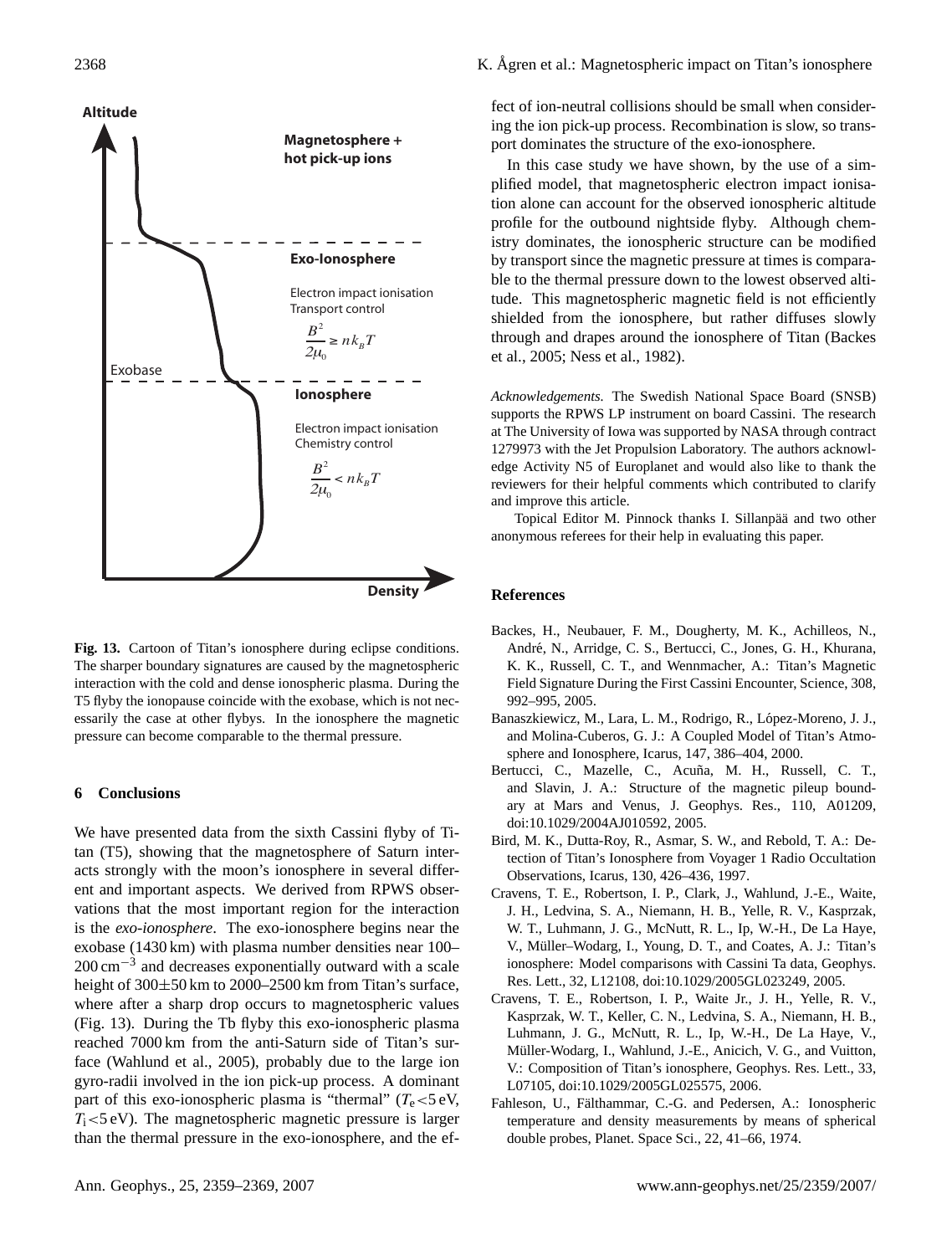Altitude

Magnetosphere + hot pick-up ions

Exo-Ionosphere

Electron impact ionisation
Transport control

$$\frac{B^2}{2\mu_0} \geq n k_B T$$

Exobase

Ionosphere

Electron impact ionisation
Chemistry control

$$\frac{B^2}{2\mu_0} < n k_B T$$

Density

**Fig. 13.** Cartoon of Titan's ionosphere during eclipse conditions. The sharper boundary signatures are caused by the magnetospheric interaction with the cold and dense ionospheric plasma. During the T5 flyby the ionopause coincide with the exobase, which is not necessarily the case at other flybys. In the ionosphere the magnetic pressure can become comparable to the thermal pressure.

## 6 Conclusions

We have presented data from the sixth Cassini flyby of Titan (T5), showing that the magnetosphere of Saturn interacts strongly with the moon's ionosphere in several different and important aspects. We derived from RPWS observations that the most important region for the interaction is the *exo-ionosphere*. The exo-ionosphere begins near the exobase (1430 km) with plasma number densities near 100–200 $\text{cm}^{-3}$ and decreases exponentially outward with a scale height of 300±50 km to 2000–2500 km from Titan's surface, where after a sharp drop occurs to magnetospheric values (Fig. 13). During the Tb flyby this exo-ionospheric plasma reached 7000 km from the anti-Saturn side of Titan's surface (Wahlund et al., 2005), probably due to the large ion gyro-radii involved in the ion pick-up process. A dominant part of this exo-ionospheric plasma is "thermal" ($T_e$<5 eV, $T_i$<5 eV). The magnetospheric magnetic pressure is larger than the thermal pressure in the exo-ionosphere, and the effect of ion-neutral collisions should be small when considering the ion pick-up process. Recombination is slow, so transport dominates the structure of the exo-ionosphere.

In this case study we have shown, by the use of a simplified model, that magnetospheric electron impact ionisation alone can account for the observed ionospheric altitude profile for the outbound nightside flyby. Although chemistry dominates, the ionospheric structure can be modified by transport since the magnetic pressure at times is comparable to the thermal pressure down to the lowest observed altitude. This magnetospheric magnetic field is not efficiently shielded from the ionosphere, but rather diffuses slowly through and drapes around the ionosphere of Titan (Backes et al., 2005; Ness et al., 1982).

*Acknowledgements.* The Swedish National Space Board (SNSB) supports the RPWS LP instrument on board Cassini. The research at The University of Iowa was supported by NASA through contract 1279973 with the Jet Propulsion Laboratory. The authors acknowledge Activity N5 of Europlanet and would also like to thank the reviewers for their helpful comments which contributed to clarify and improve this article.

Topical Editor M. Pinnock thanks I. Sillanpää and two other anonymous referees for their help in evaluating this paper.

## References

Backes, H., Neubauer, F. M., Dougherty, M. K., Achilleos, N., André, N., Arridge, C. S., Bertucci, C., Jones, G. H., Khurana, K. K., Russell, C. T., and Wennmacher, A.: Titan's Magnetic Field Signature During the First Cassini Encounter, Science, 308, 992–995, 2005.

Banaszkiewicz, M., Lara, L. M., Rodrigo, R., López-Moreno, J. J., and Molina-Cuberos, G. J.: A Coupled Model of Titan's Atmosphere and Ionosphere, Icarus, 147, 386–404, 2000.

Bertucci, C., Mazelle, C., Acuña, M. H., Russell, C. T., and Slavin, J. A.: Structure of the magnetic pileup boundary at Mars and Venus, J. Geophys. Res., 110, A01209, doi:10.1029/2004AJ010592, 2005.

Bird, M. K., Dutta-Roy, R., Asmar, S. W., and Rebold, T. A.: Detection of Titan's Ionosphere from Voyager 1 Radio Occultation Observations, Icarus, 130, 426–436, 1997.

Cravens, T. E., Robertson, I. P., Clark, J., Wahlund, J.-E., Waite, J. H., Ledvina, S. A., Niemann, H. B., Yelle, R. V., Kasprzak, W. T., Luhmann, J. G., McNutt, R. L., Ip, W.-H., De La Haye, V., Müller–Wodarg, I., Young, D. T., and Coates, A. J.: Titan's ionosphere: Model comparisons with Cassini Ta data, Geophys. Res. Lett., 32, L12108, doi:10.1029/2005GL023249, 2005.

Cravens, T. E., Robertson, I. P., Waite Jr., J. H., Yelle, R. V., Kasprzak, W. T., Keller, C. N., Ledvina, S. A., Niemann, H. B., Luhmann, J. G., McNutt, R. L., Ip, W.-H., De La Haye, V., Müller-Wodarg, I., Wahlund, J.-E., Anicich, V. G., and Vuitton, V.: Composition of Titan's ionosphere, Geophys. Res. Lett., 33, L07105, doi:10.1029/2005GL025575, 2006.

Fahleson, U., Fälthammar, C.-G. and Pedersen, A.: Ionospheric temperature and density measurements by means of spherical double probes, Planet. Space Sci., 22, 41–66, 1974.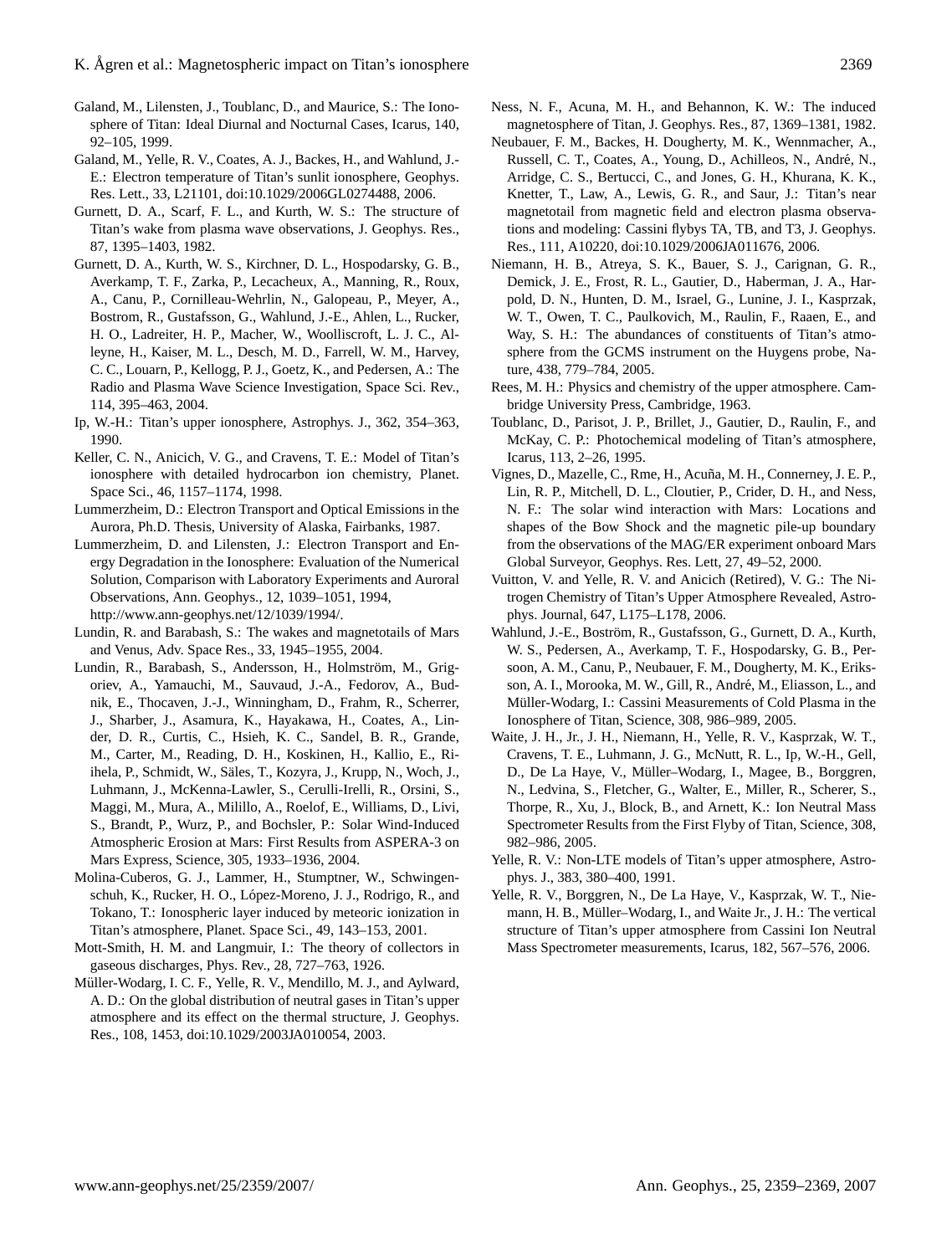Galand, M., Lilensten, J., Toublanc, D., and Maurice, S.: The Ionosphere of Titan: Ideal Diurnal and Nocturnal Cases, Icarus, 140, 92–105, 1999.

Galand, M., Yelle, R. V., Coates, A. J., Backes, H., and Wahlund, J.-E.: Electron temperature of Titan's sunlit ionosphere, Geophys. Res. Lett., 33, L21101, doi:10.1029/2006GL0274488, 2006.

Gurnett, D. A., Scarf, F. L., and Kurth, W. S.: The structure of Titan's wake from plasma wave observations, J. Geophys. Res., 87, 1395–1403, 1982.

Gurnett, D. A., Kurth, W. S., Kirchner, D. L., Hospodarsky, G. B., Averkamp, T. F., Zarka, P., Lecacheux, A., Manning, R., Roux, A., Canu, P., Cornilleau-Wehrlin, N., Galopeau, P., Meyer, A., Bostrom, R., Gustafsson, G., Wahlund, J.-E., Ahlen, L., Rucker, H. O., Ladreiter, H. P., Macher, W., Woolliscroft, L. J. C., Alleyne, H., Kaiser, M. L., Desch, M. D., Farrell, W. M., Harvey, C. C., Louarn, P., Kellogg, P. J., Goetz, K., and Pedersen, A.: The Radio and Plasma Wave Science Investigation, Space Sci. Rev., 114, 395–463, 2004.

Ip, W.-H.: Titan's upper ionosphere, Astrophys. J., 362, 354–363, 1990.

Keller, C. N., Anicich, V. G., and Cravens, T. E.: Model of Titan's ionosphere with detailed hydrocarbon ion chemistry, Planet. Space Sci., 46, 1157–1174, 1998.

Lummerzheim, D.: Electron Transport and Optical Emissions in the Aurora, Ph.D. Thesis, University of Alaska, Fairbanks, 1987.

Lummerzheim, D. and Lilensten, J.: Electron Transport and Energy Degradation in the Ionosphere: Evaluation of the Numerical Solution, Comparison with Laboratory Experiments and Auroral Observations, Ann. Geophys., 12, 1039–1051, 1994, http://www.ann-geophys.net/12/1039/1994/.

Lundin, R. and Barabash, S.: The wakes and magnetotails of Mars and Venus, Adv. Space Res., 33, 1945–1955, 2004.

Lundin, R., Barabash, S., Andersson, H., Holmström, M., Grigoriev, A., Yamauchi, M., Sauvaud, J.-A., Fedorov, A., Budnik, E., Thocaven, J.-J., Winningham, D., Frahm, R., Scherrer, J., Sharber, J., Asamura, K., Hayakawa, H., Coates, A., Linder, D. R., Curtis, C., Hsieh, K. C., Sandel, B. R., Grande, M., Carter, M., Reading, D. H., Koskinen, H., Kallio, E., Riihela, P., Schmidt, W., Säles, T., Kozyra, J., Krupp, N., Woch, J., Luhmann, J., McKenna-Lawler, S., Cerulli-Irelli, R., Orsini, S., Maggi, M., Mura, A., Milillo, A., Roelof, E., Williams, D., Livi, S., Brandt, P., Wurz, P., and Bochsler, P.: Solar Wind-Induced Atmospheric Erosion at Mars: First Results from ASPERA-3 on Mars Express, Science, 305, 1933–1936, 2004.

Molina-Cuberos, G. J., Lammer, H., Stumptner, W., Schwingenschuh, K., Rucker, H. O., López-Moreno, J. J., Rodrigo, R., and Tokano, T.: Ionospheric layer induced by meteoric ionization in Titan's atmosphere, Planet. Space Sci., 49, 143–153, 2001.

Mott-Smith, H. M. and Langmuir, I.: The theory of collectors in gaseous discharges, Phys. Rev., 28, 727–763, 1926.

Müller-Wodarg, I. C. F., Yelle, R. V., Mendillo, M. J., and Aylward, A. D.: On the global distribution of neutral gases in Titan's upper atmosphere and its effect on the thermal structure, J. Geophys. Res., 108, 1453, doi:10.1029/2003JA010054, 2003.

Ness, N. F., Acuna, M. H., and Behannon, K. W.: The induced magnetosphere of Titan, J. Geophys. Res., 87, 1369–1381, 1982.

Neubauer, F. M., Backes, H. Dougherty, M. K., Wennmacher, A., Russell, C. T., Coates, A., Young, D., Achilleos, N., André, N., Arridge, C. S., Bertucci, C., and Jones, G. H., Khurana, K. K., Knetter, T., Law, A., Lewis, G. R., and Saur, J.: Titan's near magnetotail from magnetic field and electron plasma observations and modeling: Cassini flybys TA, TB, and T3, J. Geophys. Res., 111, A10220, doi:10.1029/2006JA011676, 2006.

Niemann, H. B., Atreya, S. K., Bauer, S. J., Carignan, G. R., Demick, J. E., Frost, R. L., Gautier, D., Haberman, J. A., Harpold, D. N., Hunten, D. M., Israel, G., Lunine, J. I., Kasprzak, W. T., Owen, T. C., Paulkovich, M., Raulin, F., Raaen, E., and Way, S. H.: The abundances of constituents of Titan's atmosphere from the GCMS instrument on the Huygens probe, Nature, 438, 779–784, 2005.

Rees, M. H.: Physics and chemistry of the upper atmosphere. Cambridge University Press, Cambridge, 1963.

Toublanc, D., Parisot, J. P., Brillet, J., Gautier, D., Raulin, F., and McKay, C. P.: Photochemical modeling of Titan's atmosphere, Icarus, 113, 2–26, 1995.

Vignes, D., Mazelle, C., Rme, H., Acuña, M. H., Connerney, J. E. P., Lin, R. P., Mitchell, D. L., Cloutier, P., Crider, D. H., and Ness, N. F.: The solar wind interaction with Mars: Locations and shapes of the Bow Shock and the magnetic pile-up boundary from the observations of the MAG/ER experiment onboard Mars Global Surveyor, Geophys. Res. Lett, 27, 49–52, 2000.

Vuitton, V. and Yelle, R. V. and Anicich (Retired), V. G.: The Nitrogen Chemistry of Titan's Upper Atmosphere Revealed, Astrophys. Journal, 647, L175–L178, 2006.

Wahlund, J.-E., Boström, R., Gustafsson, G., Gurnett, D. A., Kurth, W. S., Pedersen, A., Averkamp, T. F., Hospodarsky, G. B., Persoon, A. M., Canu, P., Neubauer, F. M., Dougherty, M. K., Eriksson, A. I., Morooka, M. W., Gill, R., André, M., Eliasson, L., and Müller-Wodarg, I.: Cassini Measurements of Cold Plasma in the Ionosphere of Titan, Science, 308, 986–989, 2005.

Waite, J. H., Jr., J. H., Niemann, H., Yelle, R. V., Kasprzak, W. T., Cravens, T. E., Luhmann, J. G., McNutt, R. L., Ip, W.-H., Gell, D., De La Haye, V., Müller–Wodarg, I., Magee, B., Borggren, N., Ledvina, S., Fletcher, G., Walter, E., Miller, R., Scherer, S., Thorpe, R., Xu, J., Block, B., and Arnett, K.: Ion Neutral Mass Spectrometer Results from the First Flyby of Titan, Science, 308, 982–986, 2005.

Yelle, R. V.: Non-LTE models of Titan's upper atmosphere, Astrophys. J., 383, 380–400, 1991.

Yelle, R. V., Borggren, N., De La Haye, V., Kasprzak, W. T., Niemann, H. B., Müller–Wodarg, I., and Waite Jr., J. H.: The vertical structure of Titan's upper atmosphere from Cassini Ion Neutral Mass Spectrometer measurements, Icarus, 182, 567–576, 2006.